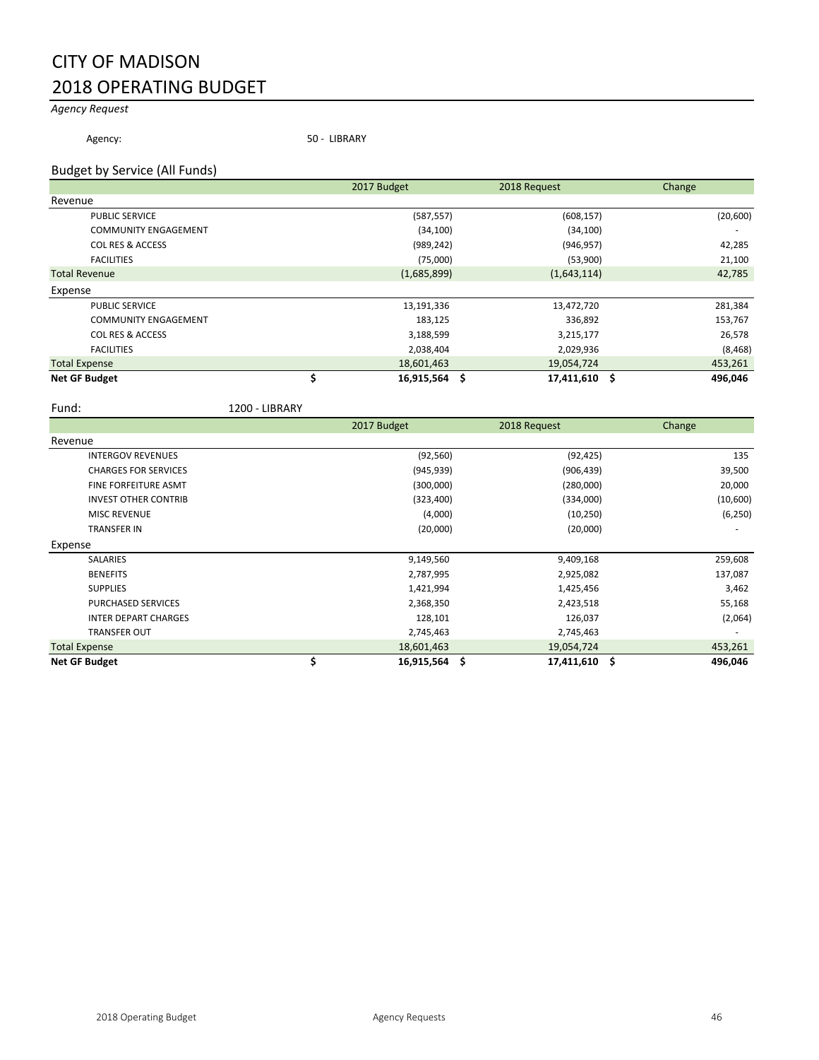# CITY OF MADISON
# 2018 OPERATING BUDGET

*Agency Request*

Agency: 50 - LIBRARY

## Budget by Service (All Funds)

| | 2017 Budget | 2018 Request | Change |
|---|---|---|---|
| **Revenue** | | | |
| PUBLIC SERVICE | (587,557) | (608,157) | (20,600) |
| COMMUNITY ENGAGEMENT | (34,100) | (34,100) | - |
| COL RES & ACCESS | (989,242) | (946,957) | 42,285 |
| FACILITIES | (75,000) | (53,900) | 21,100 |
| Total Revenue | (1,685,899) | (1,643,114) | 42,785 |
| **Expense** | | | |
| PUBLIC SERVICE | 13,191,336 | 13,472,720 | 281,384 |
| COMMUNITY ENGAGEMENT | 183,125 | 336,892 | 153,767 |
| COL RES & ACCESS | 3,188,599 | 3,215,177 | 26,578 |
| FACILITIES | 2,038,404 | 2,029,936 | (8,468) |
| Total Expense | 18,601,463 | 19,054,724 | 453,261 |
| **Net GF Budget** | **$ 16,915,564** | **$ 17,411,610** | **$ 496,046** |

Fund: 1200 - LIBRARY

| | 2017 Budget | 2018 Request | Change |
|---|---|---|---|
| **Revenue** | | | |
| INTERGOV REVENUES | (92,560) | (92,425) | 135 |
| CHARGES FOR SERVICES | (945,939) | (906,439) | 39,500 |
| FINE FORFEITURE ASMT | (300,000) | (280,000) | 20,000 |
| INVEST OTHER CONTRIB | (323,400) | (334,000) | (10,600) |
| MISC REVENUE | (4,000) | (10,250) | (6,250) |
| TRANSFER IN | (20,000) | (20,000) | - |
| **Expense** | | | |
| SALARIES | 9,149,560 | 9,409,168 | 259,608 |
| BENEFITS | 2,787,995 | 2,925,082 | 137,087 |
| SUPPLIES | 1,421,994 | 1,425,456 | 3,462 |
| PURCHASED SERVICES | 2,368,350 | 2,423,518 | 55,168 |
| INTER DEPART CHARGES | 128,101 | 126,037 | (2,064) |
| TRANSFER OUT | 2,745,463 | 2,745,463 | - |
| Total Expense | 18,601,463 | 19,054,724 | 453,261 |
| **Net GF Budget** | **$ 16,915,564** | **$ 17,411,610** | **$ 496,046** |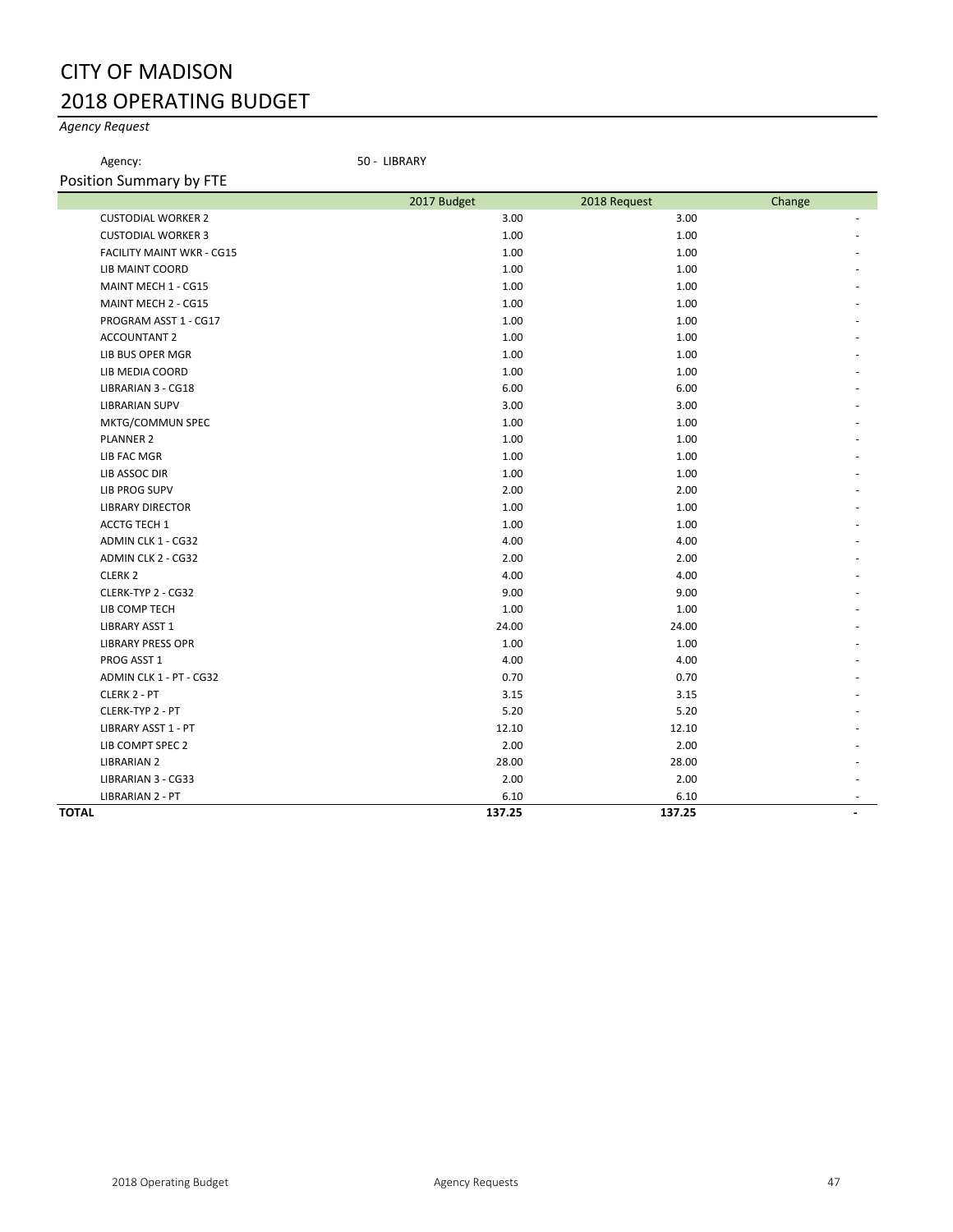# CITY OF MADISON
# 2018 OPERATING BUDGET

*Agency Request*

Agency: 50 - LIBRARY

## Position Summary by FTE

| | 2017 Budget | 2018 Request | Change |
|---|---|---|---|
| CUSTODIAL WORKER 2 | 3.00 | 3.00 | - |
| CUSTODIAL WORKER 3 | 1.00 | 1.00 | - |
| FACILITY MAINT WKR - CG15 | 1.00 | 1.00 | - |
| LIB MAINT COORD | 1.00 | 1.00 | - |
| MAINT MECH 1 - CG15 | 1.00 | 1.00 | - |
| MAINT MECH 2 - CG15 | 1.00 | 1.00 | - |
| PROGRAM ASST 1 - CG17 | 1.00 | 1.00 | - |
| ACCOUNTANT 2 | 1.00 | 1.00 | - |
| LIB BUS OPER MGR | 1.00 | 1.00 | - |
| LIB MEDIA COORD | 1.00 | 1.00 | - |
| LIBRARIAN 3 - CG18 | 6.00 | 6.00 | - |
| LIBRARIAN SUPV | 3.00 | 3.00 | - |
| MKTG/COMMUN SPEC | 1.00 | 1.00 | - |
| PLANNER 2 | 1.00 | 1.00 | - |
| LIB FAC MGR | 1.00 | 1.00 | - |
| LIB ASSOC DIR | 1.00 | 1.00 | - |
| LIB PROG SUPV | 2.00 | 2.00 | - |
| LIBRARY DIRECTOR | 1.00 | 1.00 | - |
| ACCTG TECH 1 | 1.00 | 1.00 | - |
| ADMIN CLK 1 - CG32 | 4.00 | 4.00 | - |
| ADMIN CLK 2 - CG32 | 2.00 | 2.00 | - |
| CLERK 2 | 4.00 | 4.00 | - |
| CLERK-TYP 2 - CG32 | 9.00 | 9.00 | - |
| LIB COMP TECH | 1.00 | 1.00 | - |
| LIBRARY ASST 1 | 24.00 | 24.00 | - |
| LIBRARY PRESS OPR | 1.00 | 1.00 | - |
| PROG ASST 1 | 4.00 | 4.00 | - |
| ADMIN CLK 1 - PT - CG32 | 0.70 | 0.70 | - |
| CLERK 2 - PT | 3.15 | 3.15 | - |
| CLERK-TYP 2 - PT | 5.20 | 5.20 | - |
| LIBRARY ASST 1 - PT | 12.10 | 12.10 | - |
| LIB COMPT SPEC 2 | 2.00 | 2.00 | - |
| LIBRARIAN 2 | 28.00 | 28.00 | - |
| LIBRARIAN 3 - CG33 | 2.00 | 2.00 | - |
| LIBRARIAN 2 - PT | 6.10 | 6.10 | - |
| **TOTAL** | **137.25** | **137.25** | **-** |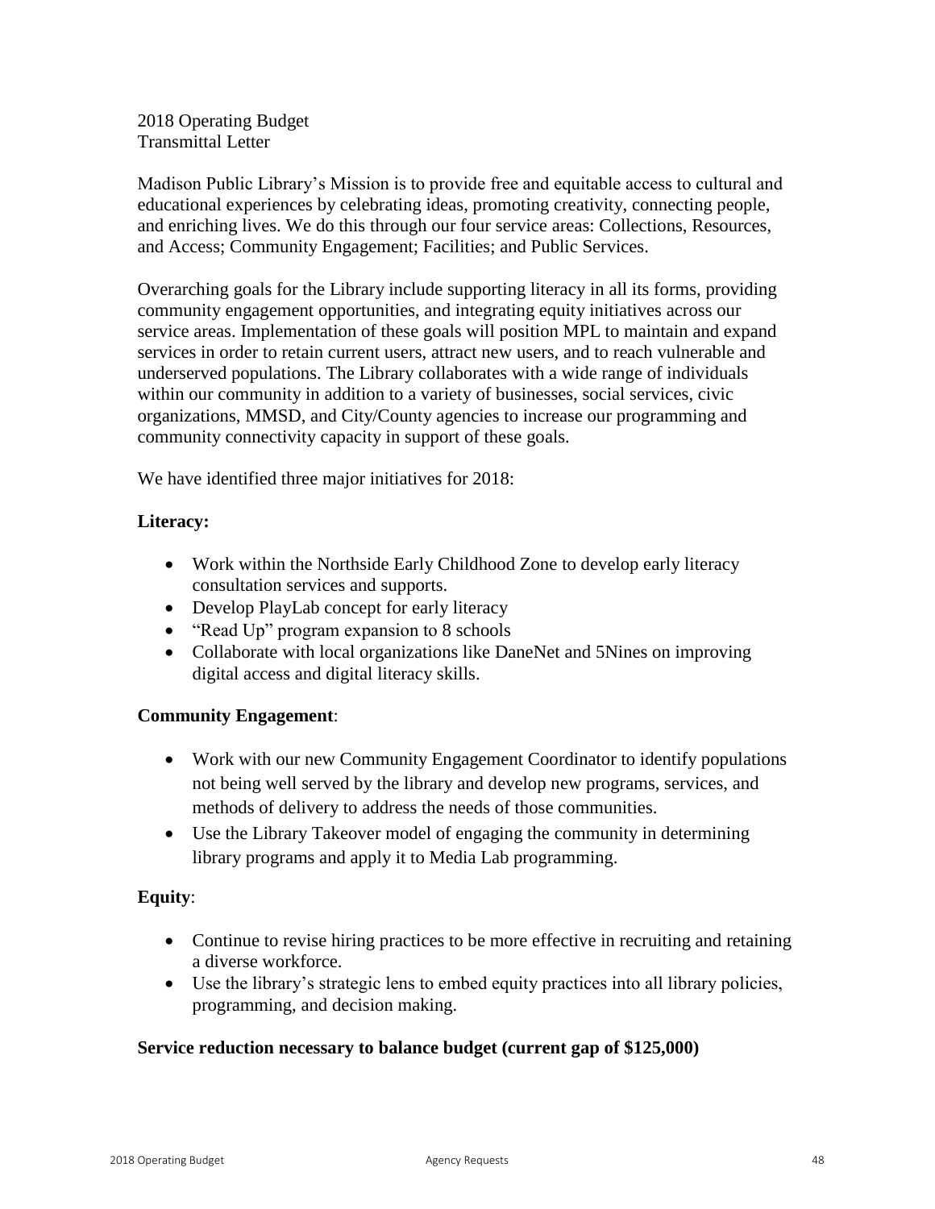2018 Operating Budget
Transmittal Letter

Madison Public Library's Mission is to provide free and equitable access to cultural and educational experiences by celebrating ideas, promoting creativity, connecting people, and enriching lives. We do this through our four service areas: Collections, Resources, and Access; Community Engagement; Facilities; and Public Services.

Overarching goals for the Library include supporting literacy in all its forms, providing community engagement opportunities, and integrating equity initiatives across our service areas. Implementation of these goals will position MPL to maintain and expand services in order to retain current users, attract new users, and to reach vulnerable and underserved populations. The Library collaborates with a wide range of individuals within our community in addition to a variety of businesses, social services, civic organizations, MMSD, and City/County agencies to increase our programming and community connectivity capacity in support of these goals.

We have identified three major initiatives for 2018:

**Literacy:**

- Work within the Northside Early Childhood Zone to develop early literacy consultation services and supports.
- Develop PlayLab concept for early literacy
- "Read Up" program expansion to 8 schools
- Collaborate with local organizations like DaneNet and 5Nines on improving digital access and digital literacy skills.

**Community Engagement**:

- Work with our new Community Engagement Coordinator to identify populations not being well served by the library and develop new programs, services, and methods of delivery to address the needs of those communities.
- Use the Library Takeover model of engaging the community in determining library programs and apply it to Media Lab programming.

**Equity**:

- Continue to revise hiring practices to be more effective in recruiting and retaining a diverse workforce.
- Use the library's strategic lens to embed equity practices into all library policies, programming, and decision making.

**Service reduction necessary to balance budget (current gap of $125,000)**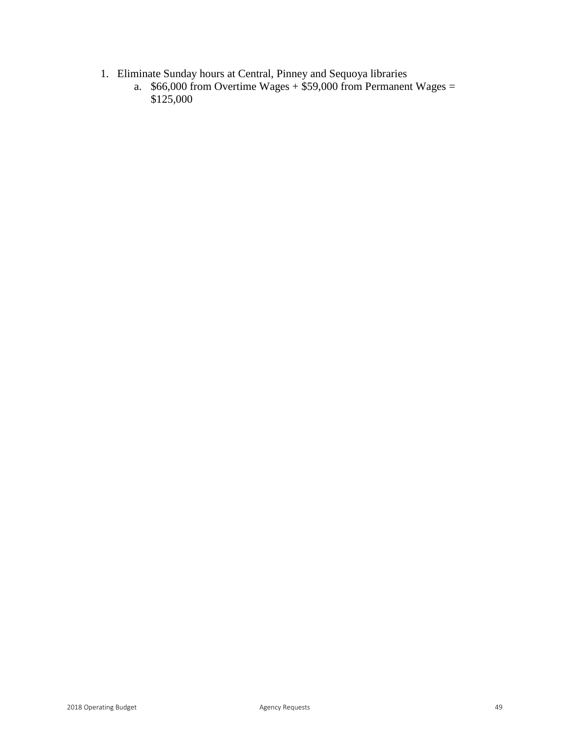1. Eliminate Sunday hours at Central, Pinney and Sequoya libraries
   a. $66,000 from Overtime Wages + $59,000 from Permanent Wages = $125,000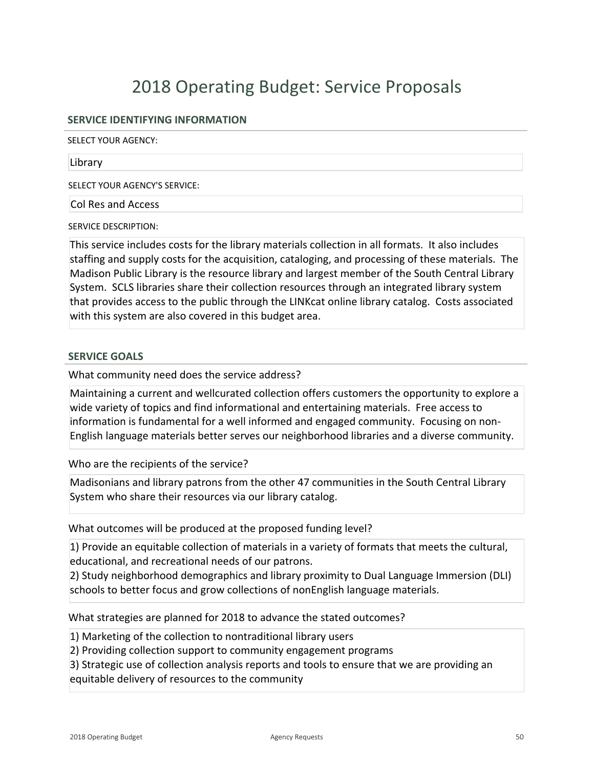# 2018 Operating Budget: Service Proposals

## SERVICE IDENTIFYING INFORMATION

SELECT YOUR AGENCY:

Library

SELECT YOUR AGENCY'S SERVICE:

Col Res and Access

SERVICE DESCRIPTION:

This service includes costs for the library materials collection in all formats. It also includes staffing and supply costs for the acquisition, cataloging, and processing of these materials. The Madison Public Library is the resource library and largest member of the South Central Library System. SCLS libraries share their collection resources through an integrated library system that provides access to the public through the LINKcat online library catalog. Costs associated with this system are also covered in this budget area.

## SERVICE GOALS

What community need does the service address?

Maintaining a current and wellcurated collection offers customers the opportunity to explore a wide variety of topics and find informational and entertaining materials. Free access to information is fundamental for a well informed and engaged community. Focusing on non-English language materials better serves our neighborhood libraries and a diverse community.

Who are the recipients of the service?

Madisonians and library patrons from the other 47 communities in the South Central Library System who share their resources via our library catalog.

What outcomes will be produced at the proposed funding level?

1) Provide an equitable collection of materials in a variety of formats that meets the cultural, educational, and recreational needs of our patrons.
2) Study neighborhood demographics and library proximity to Dual Language Immersion (DLI) schools to better focus and grow collections of nonEnglish language materials.

What strategies are planned for 2018 to advance the stated outcomes?

1) Marketing of the collection to nontraditional library users
2) Providing collection support to community engagement programs
3) Strategic use of collection analysis reports and tools to ensure that we are providing an equitable delivery of resources to the community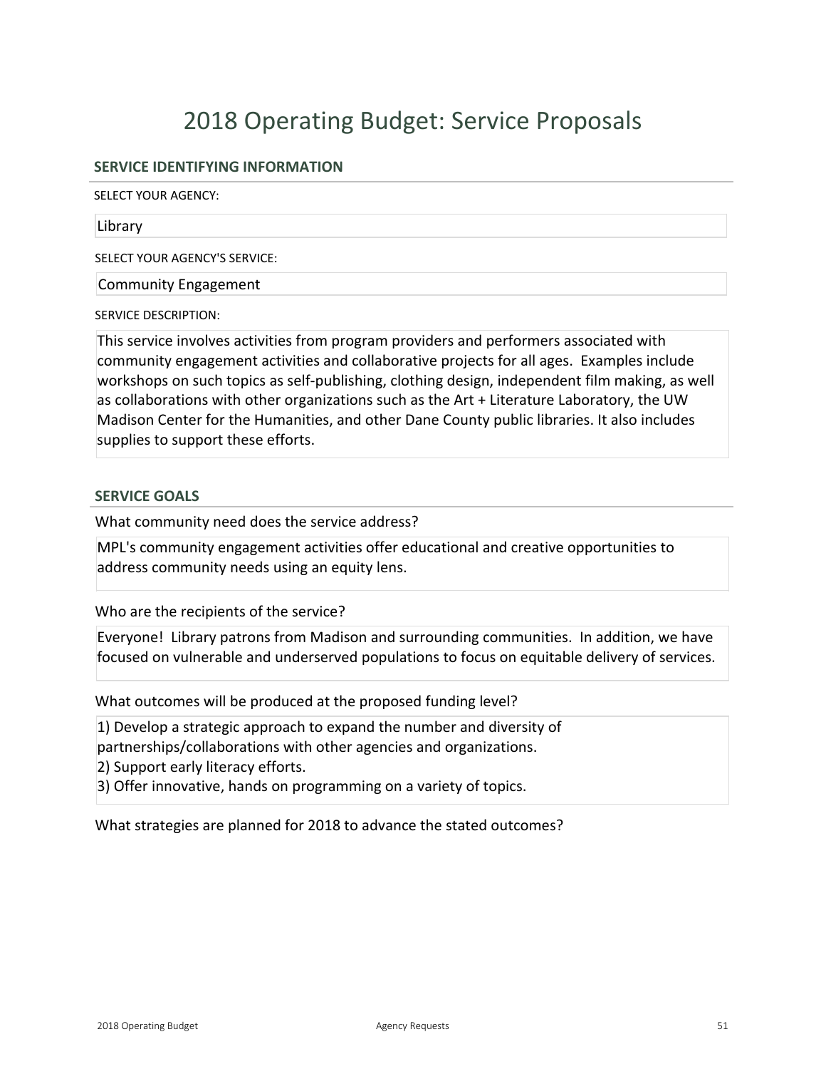# 2018 Operating Budget: Service Proposals

## SERVICE IDENTIFYING INFORMATION

SELECT YOUR AGENCY:

Library

SELECT YOUR AGENCY'S SERVICE:

Community Engagement

SERVICE DESCRIPTION:

This service involves activities from program providers and performers associated with community engagement activities and collaborative projects for all ages. Examples include workshops on such topics as self-publishing, clothing design, independent film making, as well as collaborations with other organizations such as the Art + Literature Laboratory, the UW Madison Center for the Humanities, and other Dane County public libraries. It also includes supplies to support these efforts.

## SERVICE GOALS

What community need does the service address?

MPL's community engagement activities offer educational and creative opportunities to address community needs using an equity lens.

Who are the recipients of the service?

Everyone! Library patrons from Madison and surrounding communities. In addition, we have focused on vulnerable and underserved populations to focus on equitable delivery of services.

What outcomes will be produced at the proposed funding level?

1) Develop a strategic approach to expand the number and diversity of partnerships/collaborations with other agencies and organizations.
2) Support early literacy efforts.
3) Offer innovative, hands on programming on a variety of topics.

What strategies are planned for 2018 to advance the stated outcomes?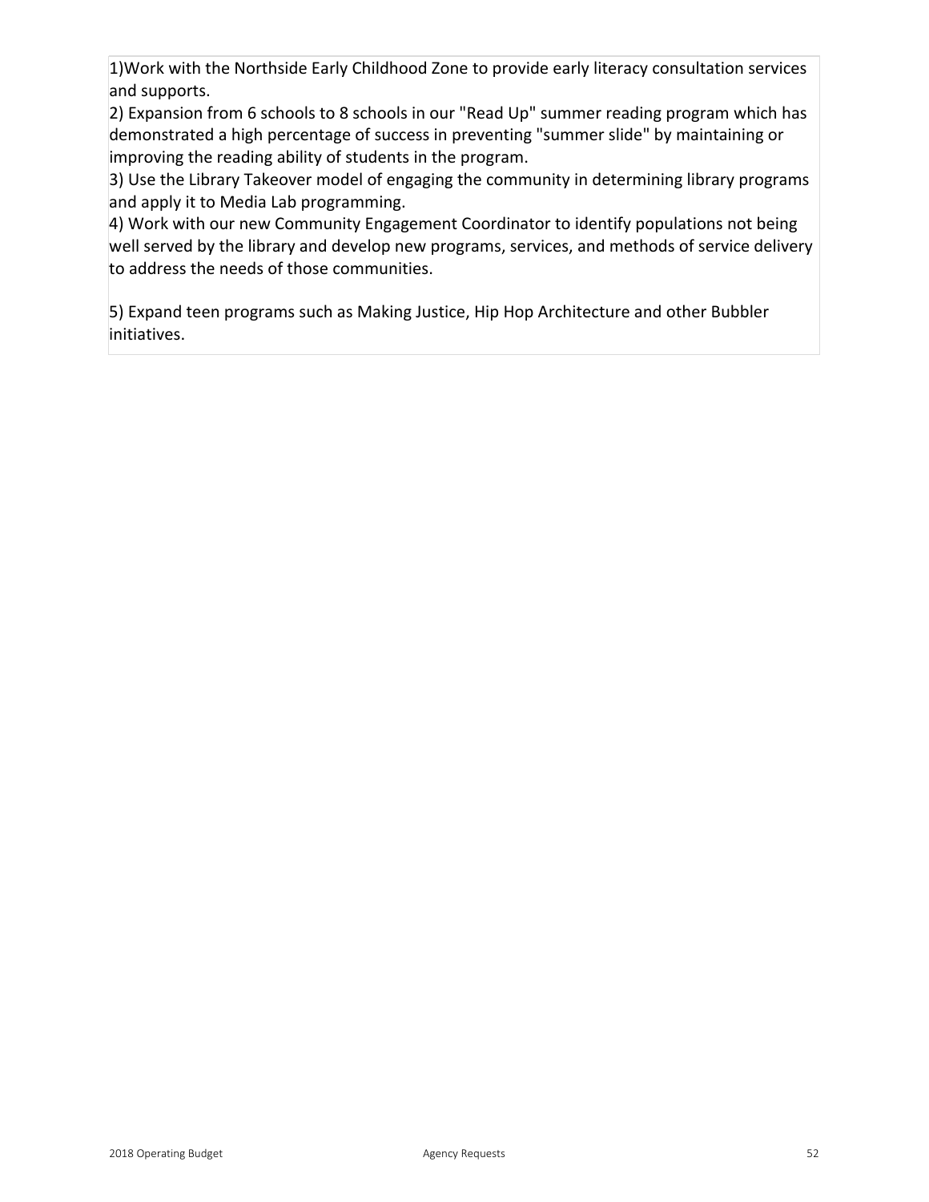1)Work with the Northside Early Childhood Zone to provide early literacy consultation services and supports.
2) Expansion from 6 schools to 8 schools in our "Read Up" summer reading program which has demonstrated a high percentage of success in preventing "summer slide" by maintaining or improving the reading ability of students in the program.
3) Use the Library Takeover model of engaging the community in determining library programs and apply it to Media Lab programming.
4) Work with our new Community Engagement Coordinator to identify populations not being well served by the library and develop new programs, services, and methods of service delivery to address the needs of those communities.

5) Expand teen programs such as Making Justice, Hip Hop Architecture and other Bubbler initiatives.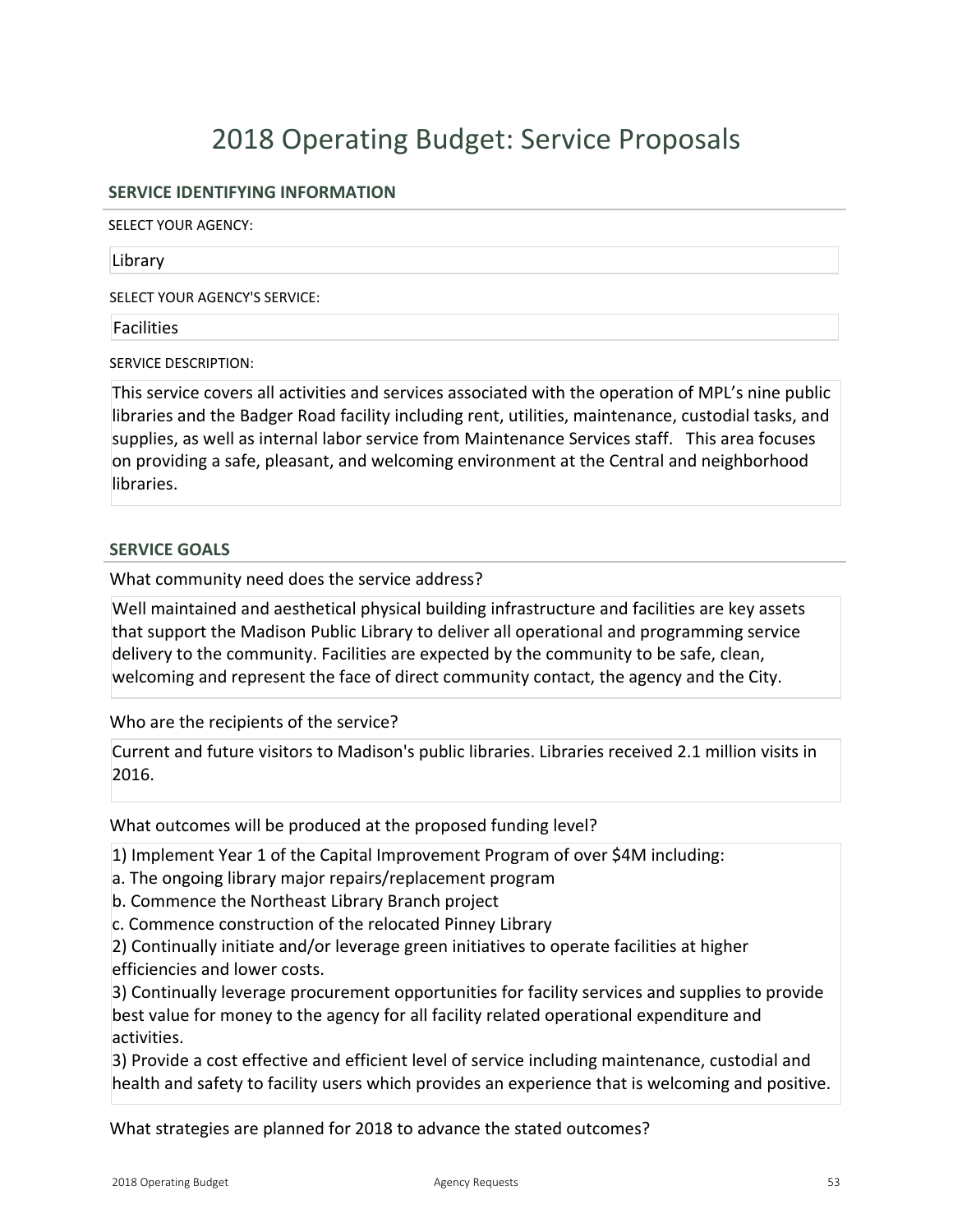# 2018 Operating Budget: Service Proposals

## SERVICE IDENTIFYING INFORMATION

SELECT YOUR AGENCY:

Library

SELECT YOUR AGENCY'S SERVICE:

Facilities

SERVICE DESCRIPTION:

This service covers all activities and services associated with the operation of MPL's nine public libraries and the Badger Road facility including rent, utilities, maintenance, custodial tasks, and supplies, as well as internal labor service from Maintenance Services staff. This area focuses on providing a safe, pleasant, and welcoming environment at the Central and neighborhood libraries.

## SERVICE GOALS

What community need does the service address?

Well maintained and aesthetical physical building infrastructure and facilities are key assets that support the Madison Public Library to deliver all operational and programming service delivery to the community. Facilities are expected by the community to be safe, clean, welcoming and represent the face of direct community contact, the agency and the City.

Who are the recipients of the service?

Current and future visitors to Madison's public libraries. Libraries received 2.1 million visits in 2016.

What outcomes will be produced at the proposed funding level?

1) Implement Year 1 of the Capital Improvement Program of over $4M including:
a. The ongoing library major repairs/replacement program
b. Commence the Northeast Library Branch project
c. Commence construction of the relocated Pinney Library
2) Continually initiate and/or leverage green initiatives to operate facilities at higher efficiencies and lower costs.
3) Continually leverage procurement opportunities for facility services and supplies to provide best value for money to the agency for all facility related operational expenditure and activities.
3) Provide a cost effective and efficient level of service including maintenance, custodial and health and safety to facility users which provides an experience that is welcoming and positive.

What strategies are planned for 2018 to advance the stated outcomes?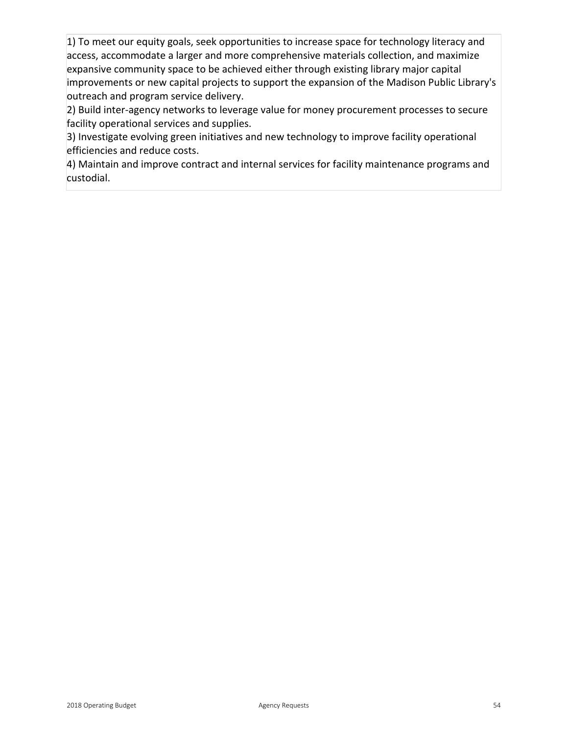1) To meet our equity goals, seek opportunities to increase space for technology literacy and access, accommodate a larger and more comprehensive materials collection, and maximize expansive community space to be achieved either through existing library major capital improvements or new capital projects to support the expansion of the Madison Public Library's outreach and program service delivery.
2) Build inter-agency networks to leverage value for money procurement processes to secure facility operational services and supplies.
3) Investigate evolving green initiatives and new technology to improve facility operational efficiencies and reduce costs.
4) Maintain and improve contract and internal services for facility maintenance programs and custodial.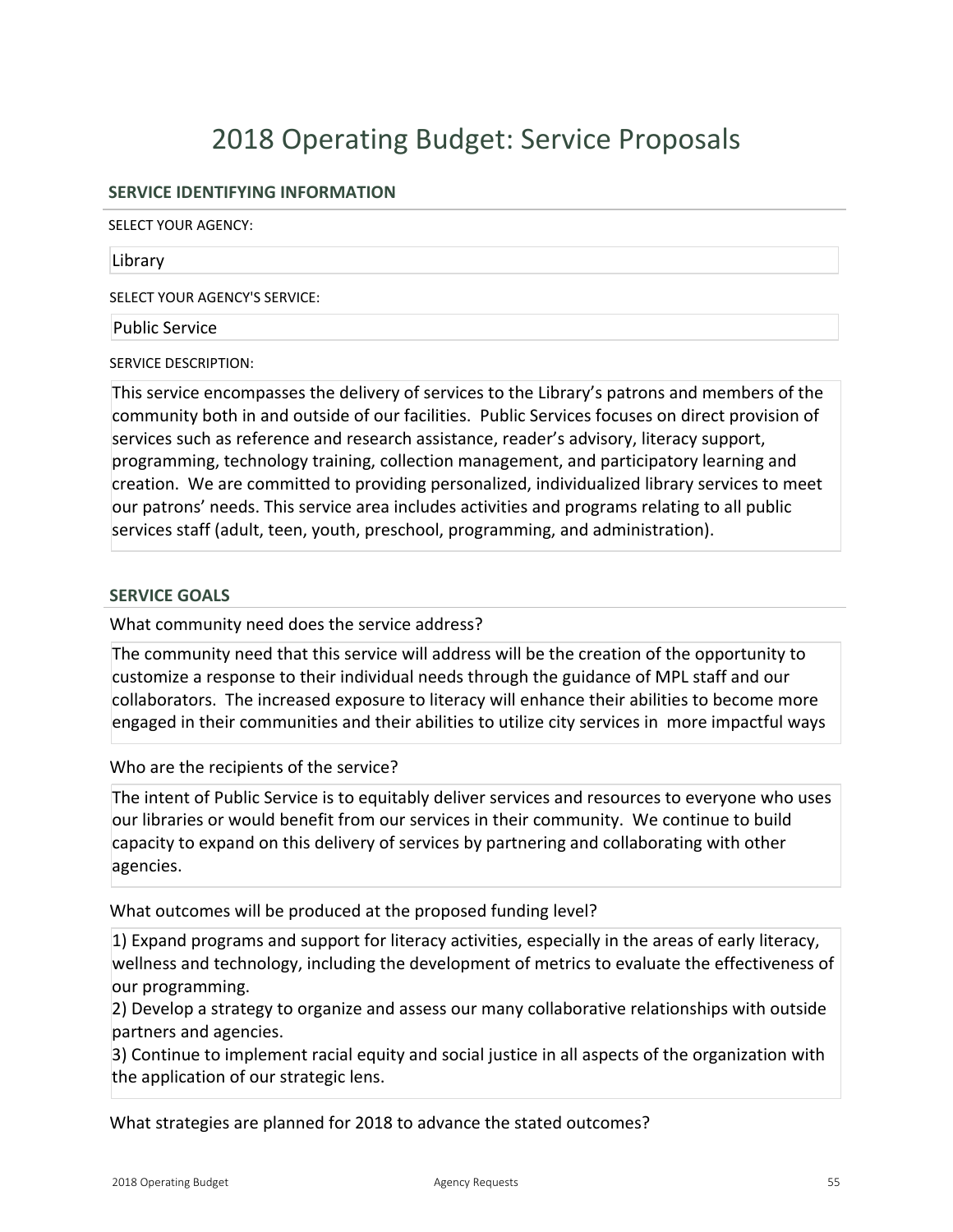# 2018 Operating Budget: Service Proposals

## SERVICE IDENTIFYING INFORMATION

SELECT YOUR AGENCY:

Library

SELECT YOUR AGENCY'S SERVICE:

Public Service

SERVICE DESCRIPTION:

This service encompasses the delivery of services to the Library's patrons and members of the community both in and outside of our facilities.  Public Services focuses on direct provision of services such as reference and research assistance, reader's advisory, literacy support, programming, technology training, collection management, and participatory learning and creation.  We are committed to providing personalized, individualized library services to meet our patrons' needs. This service area includes activities and programs relating to all public services staff (adult, teen, youth, preschool, programming, and administration).

## SERVICE GOALS

What community need does the service address?

The community need that this service will address will be the creation of the opportunity to customize a response to their individual needs through the guidance of MPL staff and our collaborators.  The increased exposure to literacy will enhance their abilities to become more engaged in their communities and their abilities to utilize city services in  more impactful ways

Who are the recipients of the service?

The intent of Public Service is to equitably deliver services and resources to everyone who uses our libraries or would benefit from our services in their community.  We continue to build capacity to expand on this delivery of services by partnering and collaborating with other agencies.

What outcomes will be produced at the proposed funding level?

1) Expand programs and support for literacy activities, especially in the areas of early literacy, wellness and technology, including the development of metrics to evaluate the effectiveness of our programming.
2) Develop a strategy to organize and assess our many collaborative relationships with outside partners and agencies.
3) Continue to implement racial equity and social justice in all aspects of the organization with the application of our strategic lens.

What strategies are planned for 2018 to advance the stated outcomes?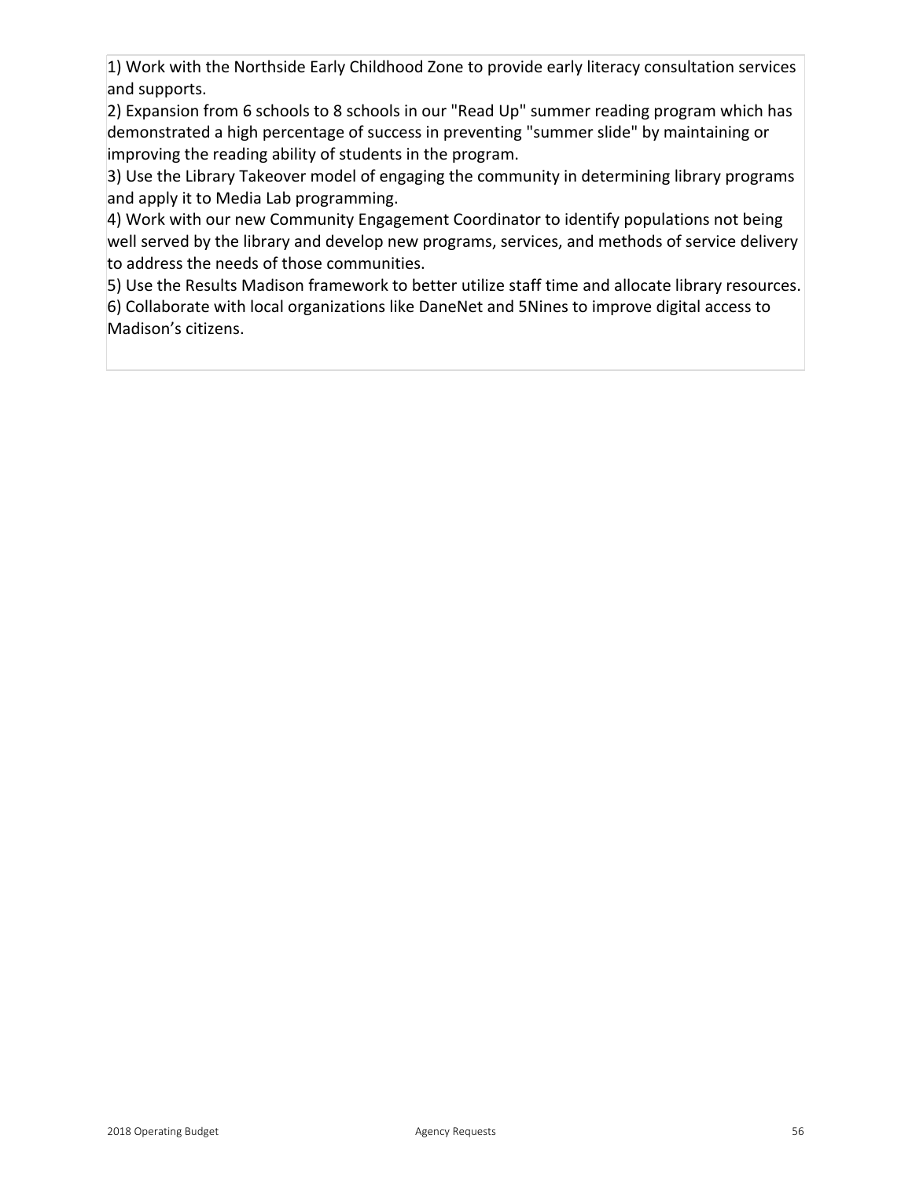1) Work with the Northside Early Childhood Zone to provide early literacy consultation services and supports.
2) Expansion from 6 schools to 8 schools in our "Read Up" summer reading program which has demonstrated a high percentage of success in preventing "summer slide" by maintaining or improving the reading ability of students in the program.
3) Use the Library Takeover model of engaging the community in determining library programs and apply it to Media Lab programming.
4) Work with our new Community Engagement Coordinator to identify populations not being well served by the library and develop new programs, services, and methods of service delivery to address the needs of those communities.
5) Use the Results Madison framework to better utilize staff time and allocate library resources.
6) Collaborate with local organizations like DaneNet and 5Nines to improve digital access to Madison's citizens.